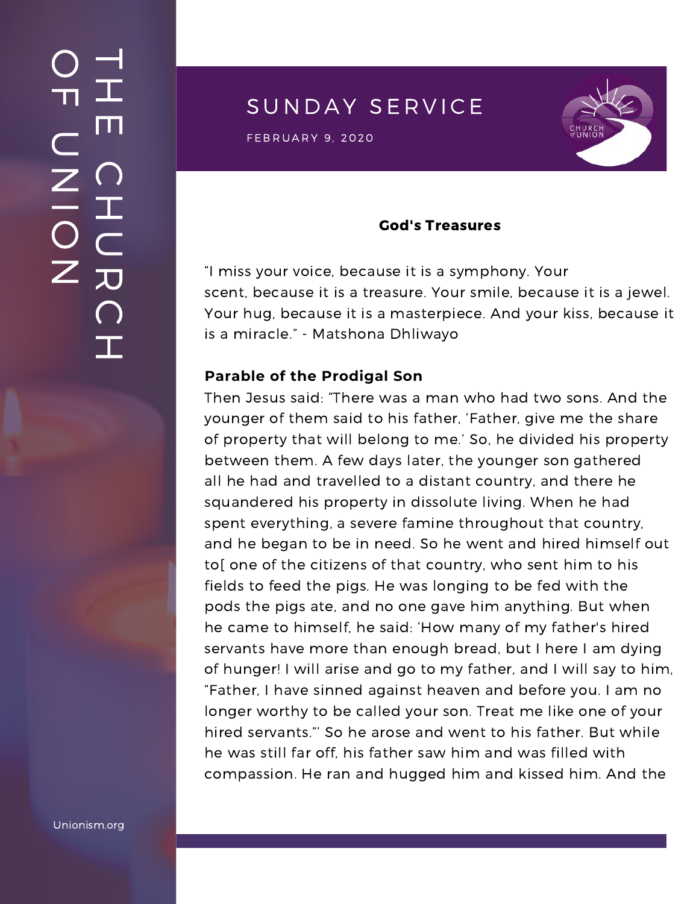# SUNDAY SERVICE

FEBRUARY 9, 2020

**God's Treasures**

“I miss your voice, because it is a symphony. Your scent, because it is a treasure. Your smile, because it is a jewel. Your hug, because it is a masterpiece. And your kiss, because it is a miracle.” - Matshona Dhliwayo

**Parable of the Prodigal Son**

Then Jesus said: “There was a man who had two sons. And the younger of them said to his father, ‘Father, give me the share of property that will belong to me.’ So, he divided his property between them. A few days later, the younger son gathered all he had and travelled to a distant country, and there he squandered his property in dissolute living. When he had spent everything, a severe famine throughout that country, and he began to be in need. So he went and hired himself out to[ one of the citizens of that country, who sent him to his fields to feed the pigs. He was longing to be fed with the pods the pigs ate, and no one gave him anything. But when he came to himself, he said: ‘How many of my father's hired servants have more than enough bread, but I here I am dying of hunger! I will arise and go to my father, and I will say to him, “Father, I have sinned against heaven and before you. I am no longer worthy to be called your son. Treat me like one of your hired servants.”’ So he arose and went to his father. But while he was still far off, his father saw him and was filled with compassion. He ran and hugged him and kissed him. And the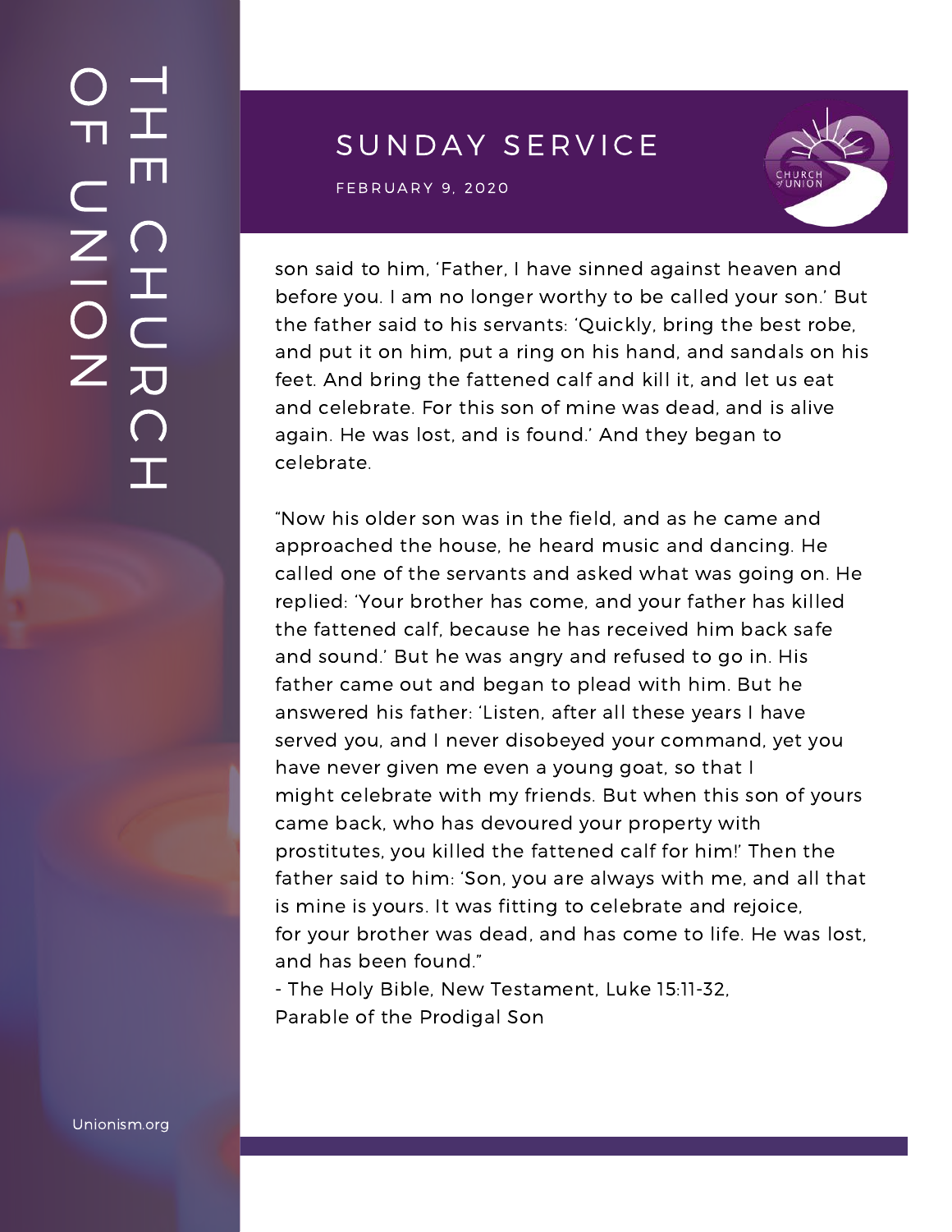son said to him, 'Father, I have sinned against heaven and before you. I am no longer worthy to be called your son.' But the father said to his servants: 'Quickly, bring the best robe, and put it on him, put a ring on his hand, and sandals on his feet. And bring the fattened calf and kill it, and let us eat and celebrate. For this son of mine was dead, and is alive again. He was lost, and is found.' And they began to celebrate.

"Now his older son was in the field, and as he came and approached the house, he heard music and dancing. He called one of the servants and asked what was going on. He replied: 'Your brother has come, and your father has killed the fattened calf, because he has received him back safe and sound.' But he was angry and refused to go in. His father came out and began to plead with him. But he answered his father: 'Listen, after all these years I have served you, and I never disobeyed your command, yet you have never given me even a young goat, so that I might celebrate with my friends. But when this son of yours came back, who has devoured your property with prostitutes, you killed the fattened calf for him!' Then the father said to him: 'Son, you are always with me, and all that is mine is yours. It was fitting to celebrate and rejoice, for your brother was dead, and has come to life. He was lost, and has been found."

- The Holy Bible, New Testament, Luke 15:11-32, Parable of the Prodigal Son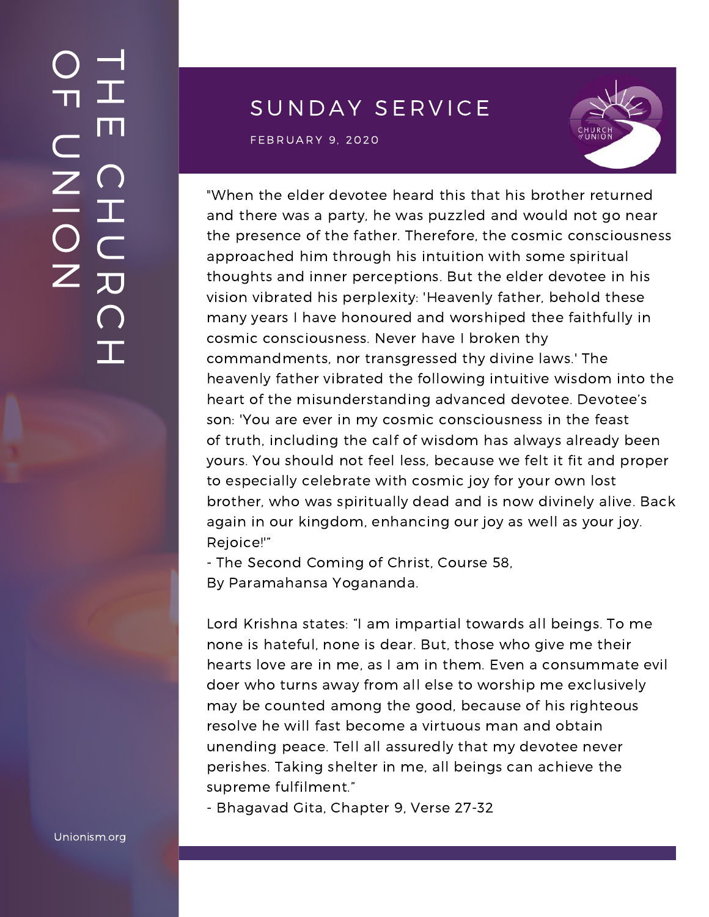## SUNDAY SERVICE

FEBRUARY 9, 2020

"When the elder devotee heard this that his brother returned and there was a party, he was puzzled and would not go near the presence of the father. Therefore, the cosmic consciousness approached him through his intuition with some spiritual thoughts and inner perceptions. But the elder devotee in his vision vibrated his perplexity: 'Heavenly father, behold these many years I have honoured and worshiped thee faithfully in cosmic consciousness. Never have I broken thy commandments, nor transgressed thy divine laws.' The heavenly father vibrated the following intuitive wisdom into the heart of the misunderstanding advanced devotee. Devotee's son: 'You are ever in my cosmic consciousness in the feast of truth, including the calf of wisdom has always already been yours. You should not feel less, because we felt it fit and proper to especially celebrate with cosmic joy for your own lost brother, who was spiritually dead and is now divinely alive. Back again in our kingdom, enhancing our joy as well as your joy. Rejoice!'"

- The Second Coming of Christ, Course 58,
By Paramahansa Yogananda.

Lord Krishna states: "I am impartial towards all beings. To me none is hateful, none is dear. But, those who give me their hearts love are in me, as I am in them. Even a consummate evil doer who turns away from all else to worship me exclusively may be counted among the good, because of his righteous resolve he will fast become a virtuous man and obtain unending peace. Tell all assuredly that my devotee never perishes. Taking shelter in me, all beings can achieve the supreme fulfilment."

- Bhagavad Gita, Chapter 9, Verse 27-32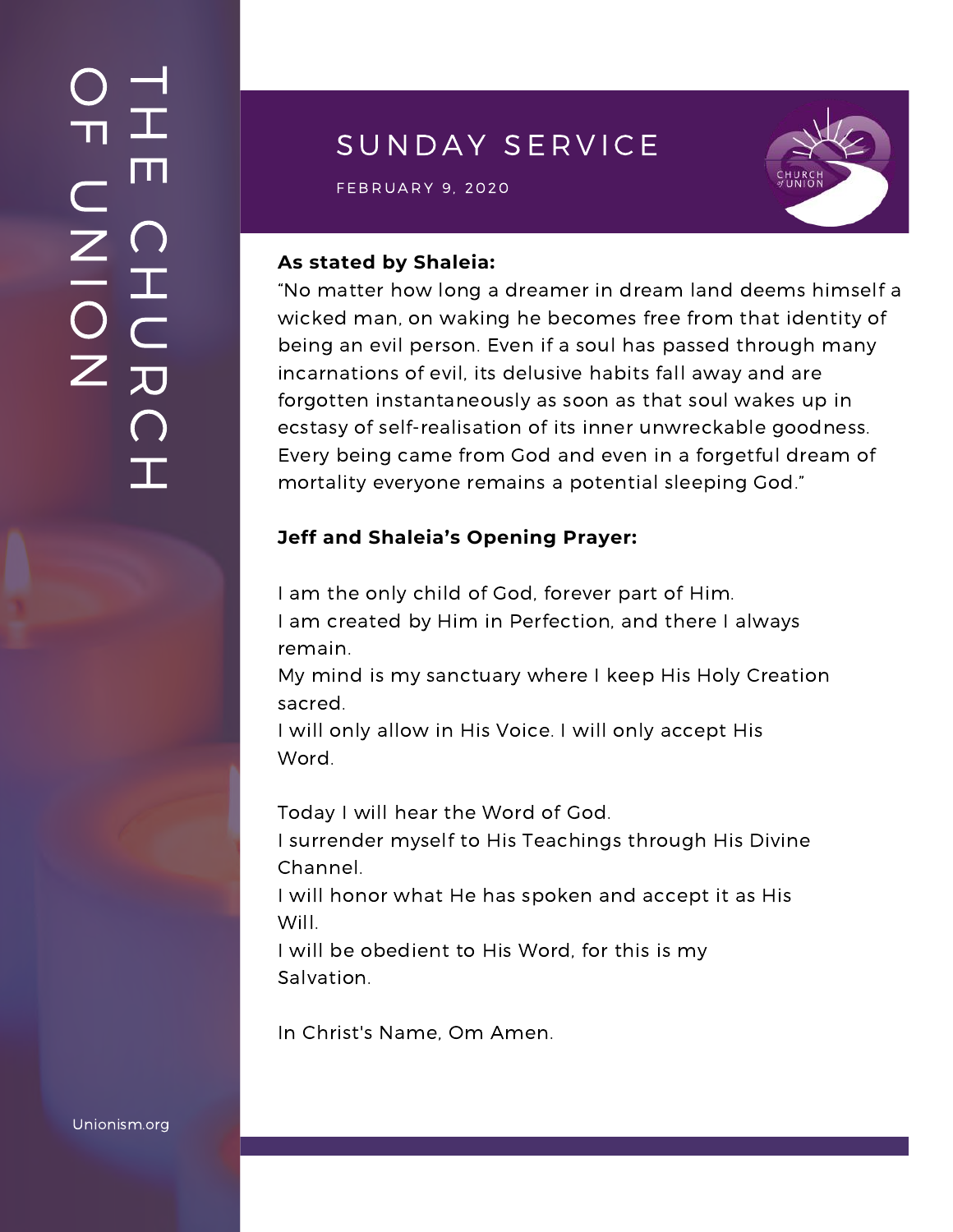# SUNDAY SERVICE

FEBRUARY 9, 2020

**As stated by Shaleia:**

"No matter how long a dreamer in dream land deems himself a wicked man, on waking he becomes free from that identity of being an evil person. Even if a soul has passed through many incarnations of evil, its delusive habits fall away and are forgotten instantaneously as soon as that soul wakes up in ecstasy of self-realisation of its inner unwreckable goodness. Every being came from God and even in a forgetful dream of mortality everyone remains a potential sleeping God."

**Jeff and Shaleia's Opening Prayer:**

I am the only child of God, forever part of Him.
I am created by Him in Perfection, and there I always remain.
My mind is my sanctuary where I keep His Holy Creation sacred.
I will only allow in His Voice. I will only accept His Word.

Today I will hear the Word of God.
I surrender myself to His Teachings through His Divine Channel.
I will honor what He has spoken and accept it as His Will.
I will be obedient to His Word, for this is my Salvation.

In Christ's Name, Om Amen.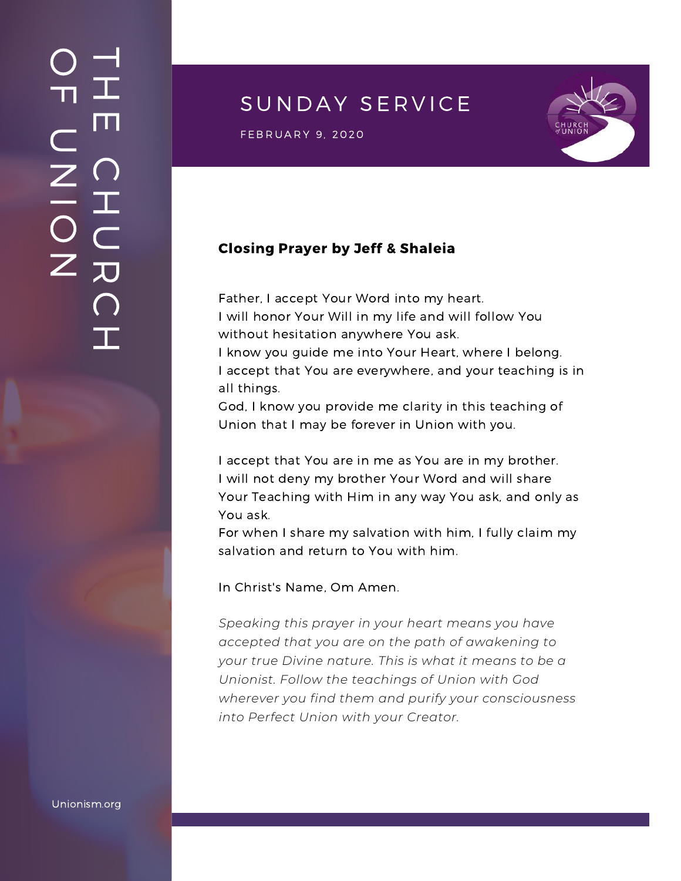# SUNDAY SERVICE

FEBRUARY 9, 2020

**Closing Prayer by Jeff & Shaleia**

Father, I accept Your Word into my heart.
I will honor Your Will in my life and will follow You without hesitation anywhere You ask.
I know you guide me into Your Heart, where I belong.
I accept that You are everywhere, and your teaching is in all things.
God, I know you provide me clarity in this teaching of Union that I may be forever in Union with you.

I accept that You are in me as You are in my brother.
I will not deny my brother Your Word and will share Your Teaching with Him in any way You ask, and only as You ask.
For when I share my salvation with him, I fully claim my salvation and return to You with him.

In Christ's Name, Om Amen.

*Speaking this prayer in your heart means you have accepted that you are on the path of awakening to your true Divine nature. This is what it means to be a Unionist. Follow the teachings of Union with God wherever you find them and purify your consciousness into Perfect Union with your Creator.*